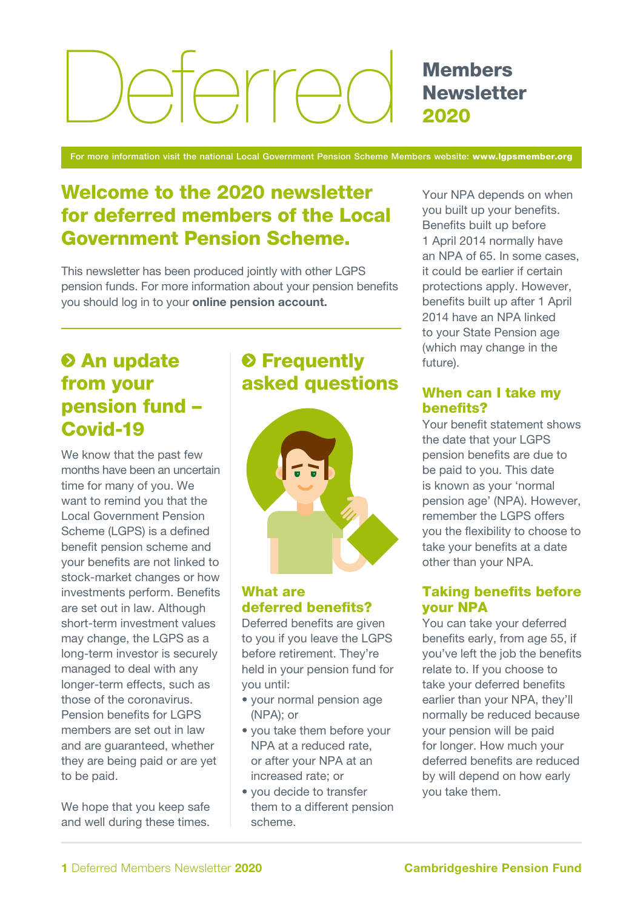# Deferred Members Newsletter 2020

For more information visit the national Local Government Pension Scheme Members website: **www.lgpsmember.org**

## Welcome to the 2020 newsletter for deferred members of the Local Government Pension Scheme.

This newsletter has been produced jointly with other LGPS pension funds. For more information about your pension benefits you should log in to your **online pension account.**

## An update from your pension fund – Covid-19

We know that the past few months have been an uncertain time for many of you. We want to remind you that the Local Government Pension Scheme (LGPS) is a defined benefit pension scheme and your benefits are not linked to stock-market changes or how investments perform. Benefits are set out in law. Although short-term investment values may change, the LGPS as a long-term investor is securely managed to deal with any longer-term effects, such as those of the coronavirus. Pension benefits for LGPS members are set out in law and are guaranteed, whether they are being paid or are yet to be paid.

We hope that you keep safe and well during these times.

## Frequently asked questions

### What are deferred benefits?

Deferred benefits are given to you if you leave the LGPS before retirement. They're held in your pension fund for you until:

- your normal pension age (NPA); or
- you take them before your NPA at a reduced rate, or after your NPA at an increased rate; or
- you decide to transfer them to a different pension scheme.

Your NPA depends on when you built up your benefits. Benefits built up before 1 April 2014 normally have an NPA of 65. In some cases, it could be earlier if certain protections apply. However, benefits built up after 1 April 2014 have an NPA linked to your State Pension age (which may change in the future).

### When can I take my benefits?

Your benefit statement shows the date that your LGPS pension benefits are due to be paid to you. This date is known as your 'normal pension age' (NPA). However, remember the LGPS offers you the flexibility to choose to take your benefits at a date other than your NPA.

### Taking benefits before your NPA

You can take your deferred benefits early, from age 55, if you've left the job the benefits relate to. If you choose to take your deferred benefits earlier than your NPA, they'll normally be reduced because your pension will be paid for longer. How much your deferred benefits are reduced by will depend on how early you take them.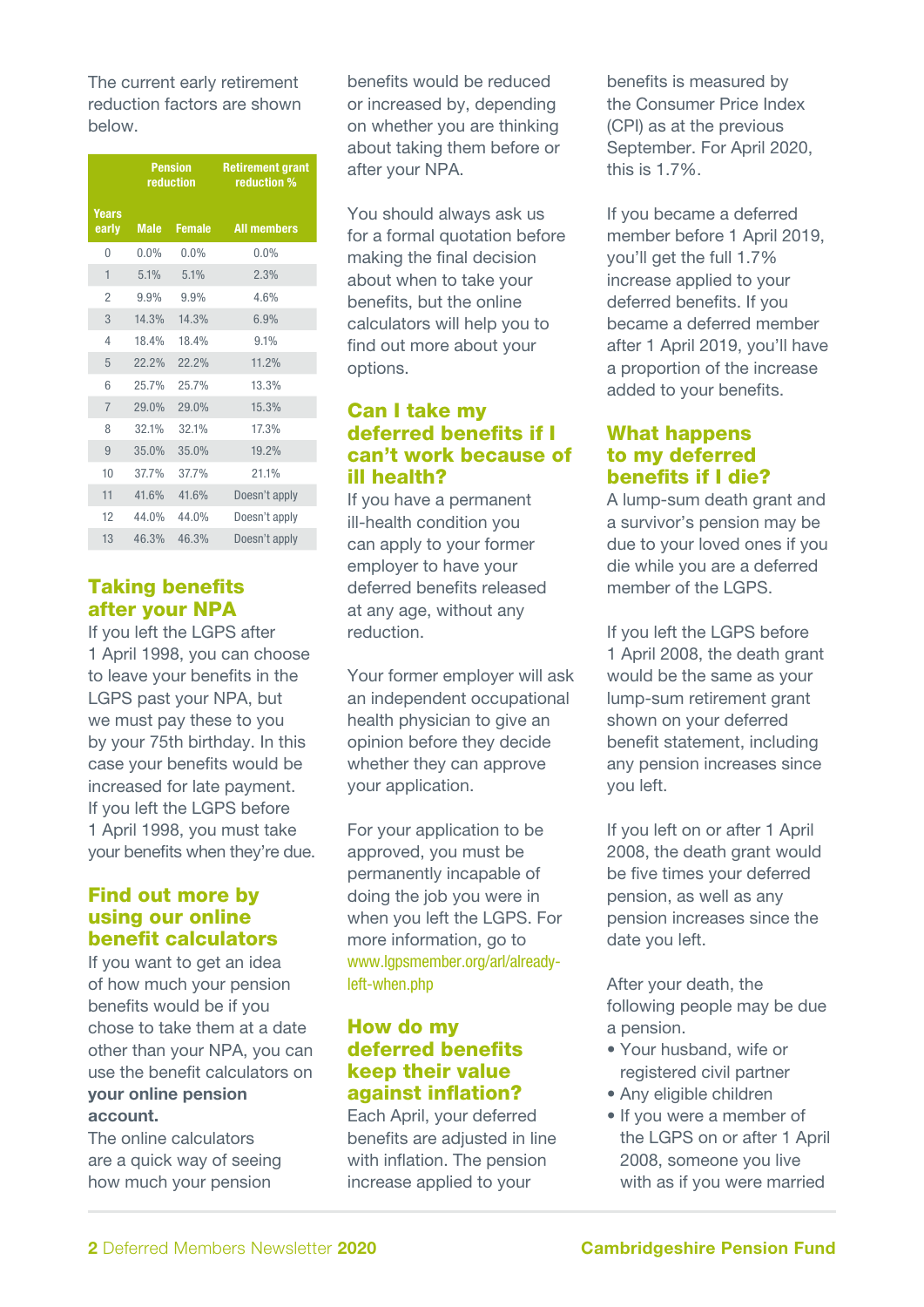The current early retirement reduction factors are shown below.

| | Pension reduction | | Retirement grant reduction % |
|---|---|---|---|
| Years early | Male | Female | All members |
| 0 | 0.0% | 0.0% | 0.0% |
| 1 | 5.1% | 5.1% | 2.3% |
| 2 | 9.9% | 9.9% | 4.6% |
| 3 | 14.3% | 14.3% | 6.9% |
| 4 | 18.4% | 18.4% | 9.1% |
| 5 | 22.2% | 22.2% | 11.2% |
| 6 | 25.7% | 25.7% | 13.3% |
| 7 | 29.0% | 29.0% | 15.3% |
| 8 | 32.1% | 32.1% | 17.3% |
| 9 | 35.0% | 35.0% | 19.2% |
| 10 | 37.7% | 37.7% | 21.1% |
| 11 | 41.6% | 41.6% | Doesn't apply |
| 12 | 44.0% | 44.0% | Doesn't apply |
| 13 | 46.3% | 46.3% | Doesn't apply |

## Taking benefits after your NPA

If you left the LGPS after 1 April 1998, you can choose to leave your benefits in the LGPS past your NPA, but we must pay these to you by your 75th birthday. In this case your benefits would be increased for late payment. If you left the LGPS before 1 April 1998, you must take your benefits when they're due.

## Find out more by using our online benefit calculators

If you want to get an idea of how much your pension benefits would be if you chose to take them at a date other than your NPA, you can use the benefit calculators on **your online pension account.**

The online calculators are a quick way of seeing how much your pension benefits would be reduced or increased by, depending on whether you are thinking about taking them before or after your NPA.

You should always ask us for a formal quotation before making the final decision about when to take your benefits, but the online calculators will help you to find out more about your options.

## Can I take my deferred benefits if I can't work because of ill health?

If you have a permanent ill-health condition you can apply to your former employer to have your deferred benefits released at any age, without any reduction.

Your former employer will ask an independent occupational health physician to give an opinion before they decide whether they can approve your application.

For your application to be approved, you must be permanently incapable of doing the job you were in when you left the LGPS. For more information, go to www.lgpsmember.org/arl/already-left-when.php

## How do my deferred benefits keep their value against inflation?

Each April, your deferred benefits are adjusted in line with inflation. The pension increase applied to your benefits is measured by the Consumer Price Index (CPI) as at the previous September. For April 2020, this is 1.7%.

If you became a deferred member before 1 April 2019, you'll get the full 1.7% increase applied to your deferred benefits. If you became a deferred member after 1 April 2019, you'll have a proportion of the increase added to your benefits.

## What happens to my deferred benefits if I die?

A lump-sum death grant and a survivor's pension may be due to your loved ones if you die while you are a deferred member of the LGPS.

If you left the LGPS before 1 April 2008, the death grant would be the same as your lump-sum retirement grant shown on your deferred benefit statement, including any pension increases since you left.

If you left on or after 1 April 2008, the death grant would be five times your deferred pension, as well as any pension increases since the date you left.

After your death, the following people may be due a pension.

- Your husband, wife or registered civil partner
- Any eligible children
- If you were a member of the LGPS on or after 1 April 2008, someone you live with as if you were married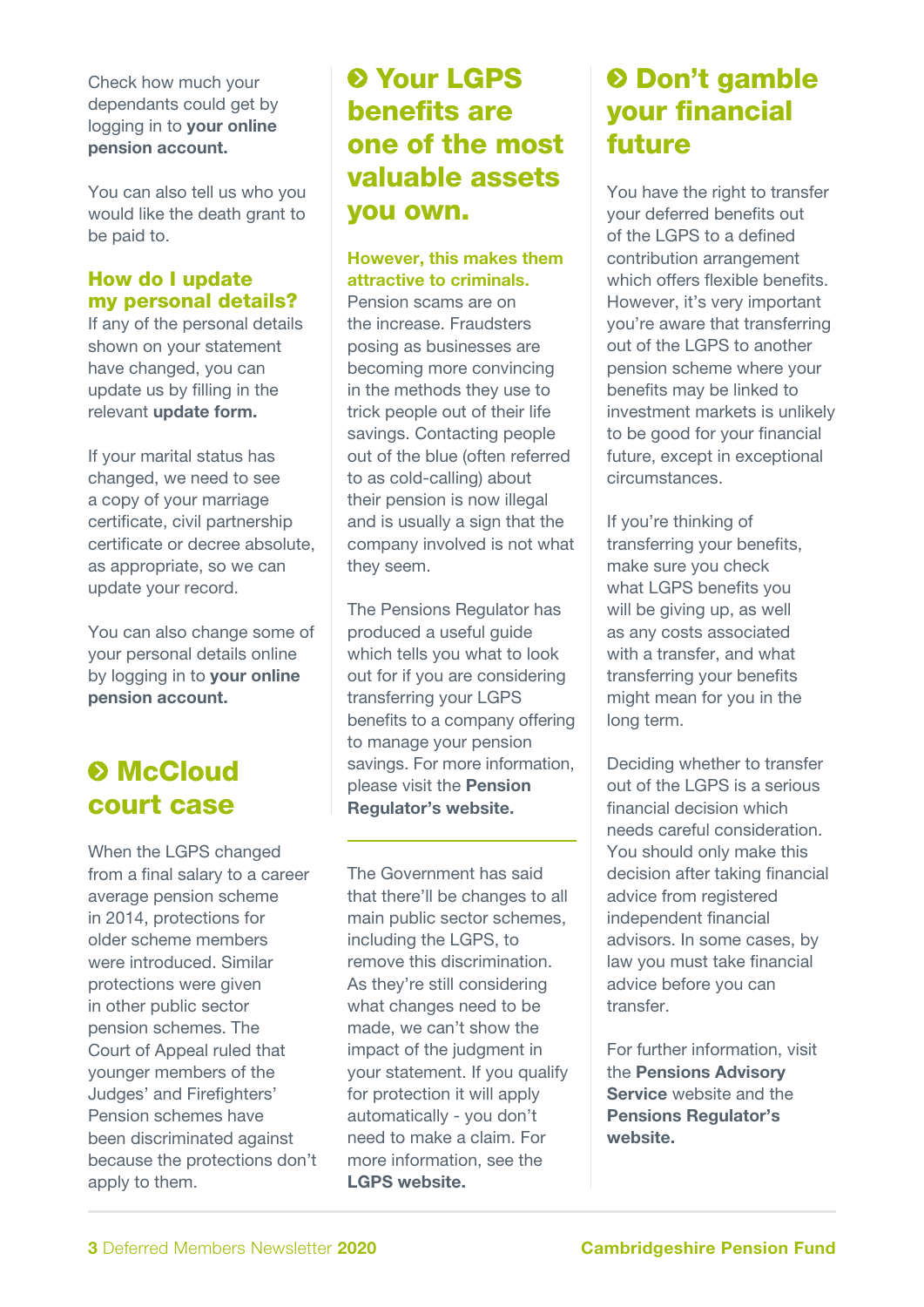Check how much your dependants could get by logging in to **your online pension account.**

You can also tell us who you would like the death grant to be paid to.

### How do I update my personal details?

If any of the personal details shown on your statement have changed, you can update us by filling in the relevant **update form.**

If your marital status has changed, we need to see a copy of your marriage certificate, civil partnership certificate or decree absolute, as appropriate, so we can update your record.

You can also change some of your personal details online by logging in to **your online pension account.**

## McCloud court case

When the LGPS changed from a final salary to a career average pension scheme in 2014, protections for older scheme members were introduced. Similar protections were given in other public sector pension schemes. The Court of Appeal ruled that younger members of the Judges' and Firefighters' Pension schemes have been discriminated against because the protections don't apply to them.

The Government has said that there'll be changes to all main public sector schemes, including the LGPS, to remove this discrimination. As they're still considering what changes need to be made, we can't show the impact of the judgment in your statement. If you qualify for protection it will apply automatically - you don't need to make a claim. For more information, see the **LGPS website.**

## Your LGPS benefits are one of the most valuable assets you own.

### However, this makes them attractive to criminals.

Pension scams are on the increase. Fraudsters posing as businesses are becoming more convincing in the methods they use to trick people out of their life savings. Contacting people out of the blue (often referred to as cold-calling) about their pension is now illegal and is usually a sign that the company involved is not what they seem.

The Pensions Regulator has produced a useful guide which tells you what to look out for if you are considering transferring your LGPS benefits to a company offering to manage your pension savings. For more information, please visit the **Pension Regulator's website.**

## Don't gamble your financial future

You have the right to transfer your deferred benefits out of the LGPS to a defined contribution arrangement which offers flexible benefits. However, it's very important you're aware that transferring out of the LGPS to another pension scheme where your benefits may be linked to investment markets is unlikely to be good for your financial future, except in exceptional circumstances.

If you're thinking of transferring your benefits, make sure you check what LGPS benefits you will be giving up, as well as any costs associated with a transfer, and what transferring your benefits might mean for you in the long term.

Deciding whether to transfer out of the LGPS is a serious financial decision which needs careful consideration. You should only make this decision after taking financial advice from registered independent financial advisors. In some cases, by law you must take financial advice before you can transfer.

For further information, visit the **Pensions Advisory Service** website and the **Pensions Regulator's website.**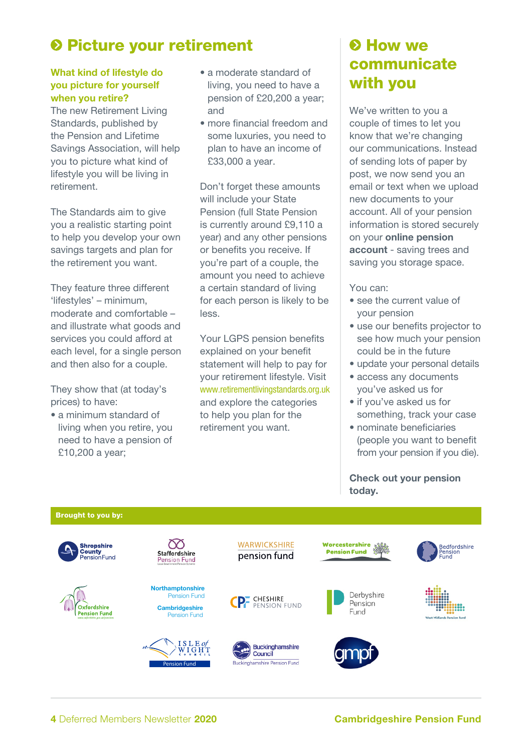## Picture your retirement

**What kind of lifestyle do you picture for yourself when you retire?**

The new Retirement Living Standards, published by the Pension and Lifetime Savings Association, will help you to picture what kind of lifestyle you will be living in retirement.

The Standards aim to give you a realistic starting point to help you develop your own savings targets and plan for the retirement you want.

They feature three different 'lifestyles' – minimum, moderate and comfortable – and illustrate what goods and services you could afford at each level, for a single person and then also for a couple.

They show that (at today's prices) to have:

- a minimum standard of living when you retire, you need to have a pension of £10,200 a year;
- a moderate standard of living, you need to have a pension of £20,200 a year; and
- more financial freedom and some luxuries, you need to plan to have an income of £33,000 a year.

Don't forget these amounts will include your State Pension (full State Pension is currently around £9,110 a year) and any other pensions or benefits you receive. If you're part of a couple, the amount you need to achieve a certain standard of living for each person is likely to be less.

Your LGPS pension benefits explained on your benefit statement will help to pay for your retirement lifestyle. Visit www.retirementlivingstandards.org.uk and explore the categories to help you plan for the retirement you want.

## How we communicate with you

We've written to you a couple of times to let you know that we're changing our communications. Instead of sending lots of paper by post, we now send you an email or text when we upload new documents to your account. All of your pension information is stored securely on your **online pension account** - saving trees and saving you storage space.

You can:

- see the current value of your pension
- use our benefits projector to see how much your pension could be in the future
- update your personal details
- access any documents you've asked us for
- if you've asked us for something, track your case
- nominate beneficiaries (people you want to benefit from your pension if you die).

**Check out your pension today.**

**Brought to you by:**

Shropshire County Pension Fund
Staffordshire Pension Fund
Warwickshire pension fund
Worcestershire Pension Fund
Bedfordshire Pension Fund
Oxfordshire Pension Fund
Northamptonshire Pension Fund
Cambridgeshire Pension Fund
Cheshire Pension Fund
Derbyshire Pension Fund
West Midlands Pension Fund
Isle of Wight Council Pension Fund
Buckinghamshire Council Buckinghamshire Pension Fund
gmpf